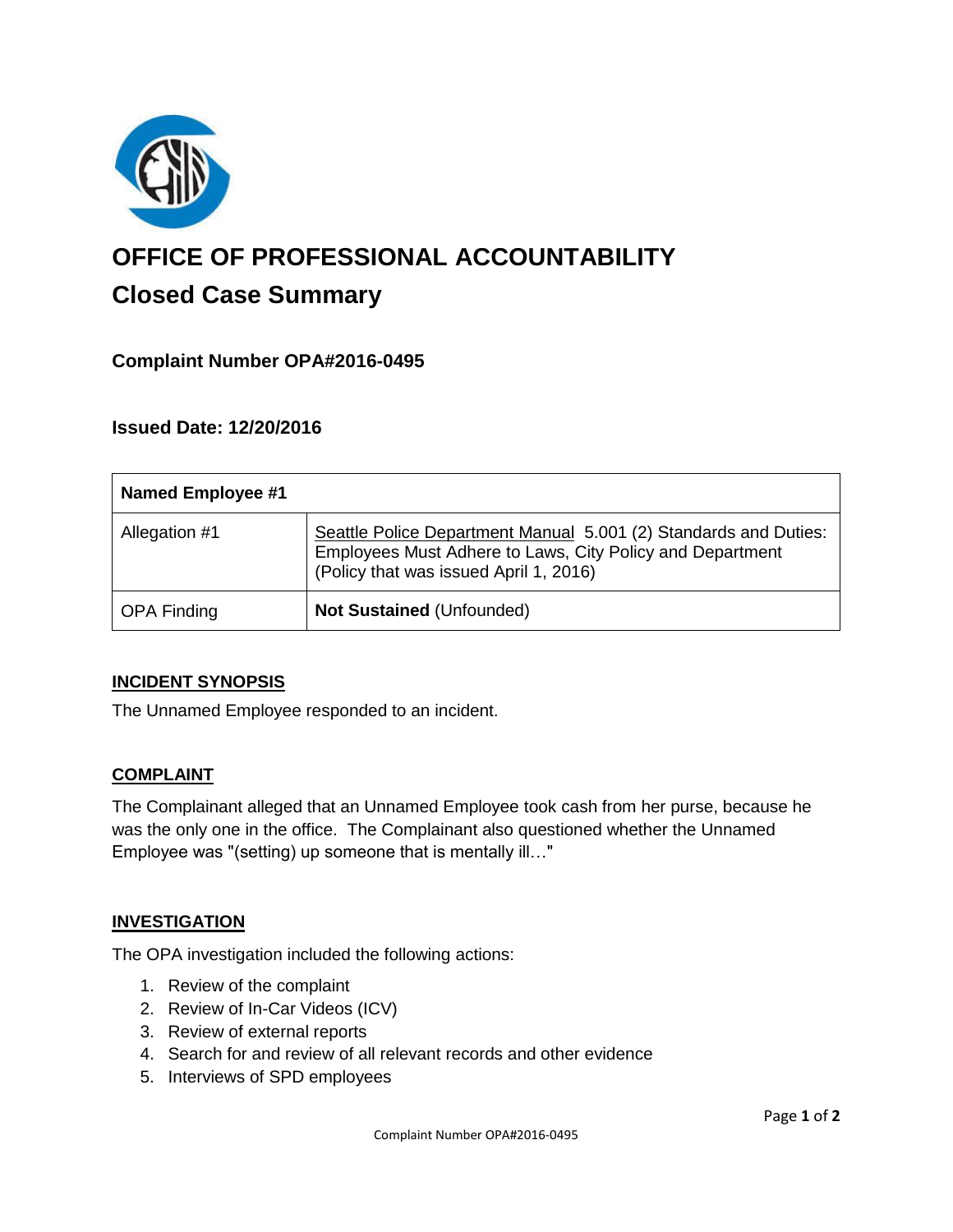# OFFICE OF PROFESSIONAL ACCOUNTABILITY

## Closed Case Summary

### Complaint Number OPA#2016-0495

### Issued Date: 12/20/2016

| Named Employee #1 | |
|---|---|
| Allegation #1 | Seattle Police Department Manual 5.001 (2) Standards and Duties: Employees Must Adhere to Laws, City Policy and Department (Policy that was issued April 1, 2016) |
| OPA Finding | **Not Sustained** (Unfounded) |

### INCIDENT SYNOPSIS

The Unnamed Employee responded to an incident.

### COMPLAINT

The Complainant alleged that an Unnamed Employee took cash from her purse, because he was the only one in the office. The Complainant also questioned whether the Unnamed Employee was "(setting) up someone that is mentally ill…"

### INVESTIGATION

The OPA investigation included the following actions:

1. Review of the complaint
2. Review of In-Car Videos (ICV)
3. Review of external reports
4. Search for and review of all relevant records and other evidence
5. Interviews of SPD employees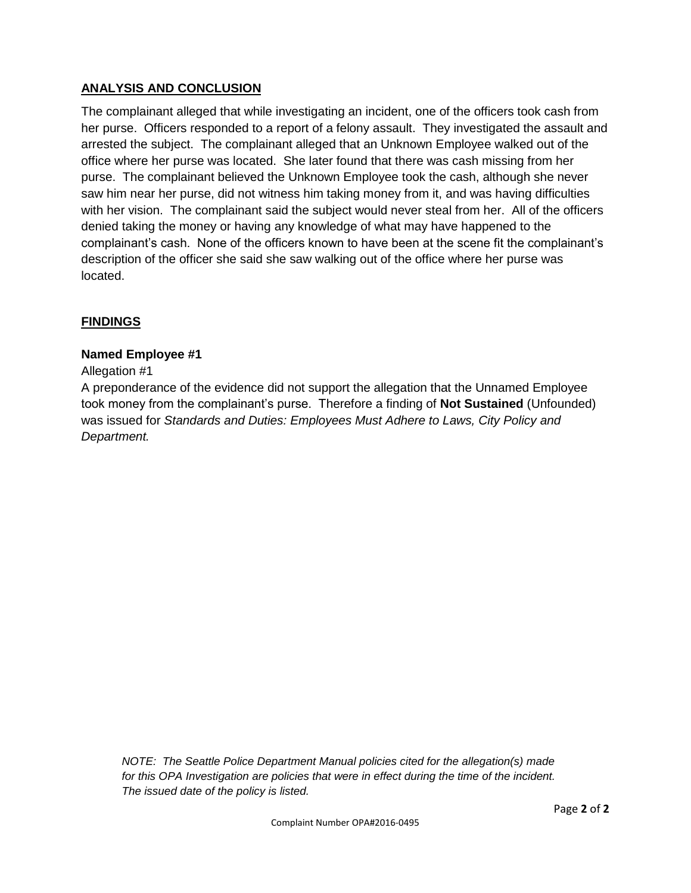## ANALYSIS AND CONCLUSION

The complainant alleged that while investigating an incident, one of the officers took cash from her purse. Officers responded to a report of a felony assault. They investigated the assault and arrested the subject. The complainant alleged that an Unknown Employee walked out of the office where her purse was located. She later found that there was cash missing from her purse. The complainant believed the Unknown Employee took the cash, although she never saw him near her purse, did not witness him taking money from it, and was having difficulties with her vision. The complainant said the subject would never steal from her. All of the officers denied taking the money or having any knowledge of what may have happened to the complainant's cash. None of the officers known to have been at the scene fit the complainant's description of the officer she said she saw walking out of the office where her purse was located.

## FINDINGS

**Named Employee #1**

Allegation #1

A preponderance of the evidence did not support the allegation that the Unnamed Employee took money from the complainant's purse. Therefore a finding of **Not Sustained** (Unfounded) was issued for *Standards and Duties: Employees Must Adhere to Laws, City Policy and Department.*

*NOTE: The Seattle Police Department Manual policies cited for the allegation(s) made for this OPA Investigation are policies that were in effect during the time of the incident. The issued date of the policy is listed.*

Complaint Number OPA#2016-0495